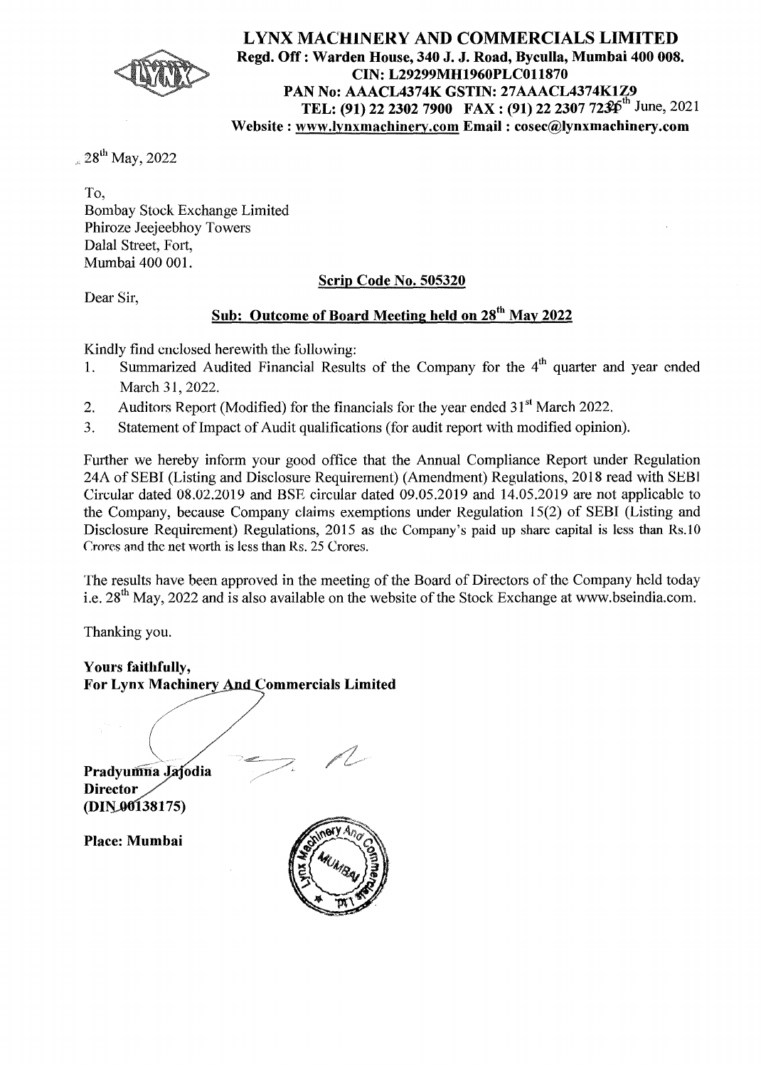# LYNX MACHINERY AND COMMERCIALS LIMITED

**Regd. Off : Warden House, 340 J. J. Road, Byculla, Mumbai 400 008.**
**CIN: L29299MH1960PLC011870**
**PAN No: AAACL4374K GSTIN: 27AAACL4374K1Z9**
**TEL: (91) 22 2302 7900 FAX : (91) 22 2307 7236** 25th June, 2021
**Website : www.lynxmachinery.com Email : cosec@lynxmachinery.com**

28th May, 2022

To,
Bombay Stock Exchange Limited
Phiroze Jeejeebhoy Towers
Dalal Street, Fort,
Mumbai 400 001.

**Scrip Code No. 505320**

Dear Sir,

**Sub: Outcome of Board Meeting held on 28th May 2022**

Kindly find enclosed herewith the following:

1. Summarized Audited Financial Results of the Company for the 4th quarter and year ended March 31, 2022.
2. Auditors Report (Modified) for the financials for the year ended 31st March 2022.
3. Statement of Impact of Audit qualifications (for audit report with modified opinion).

Further we hereby inform your good office that the Annual Compliance Report under Regulation 24A of SEBI (Listing and Disclosure Requirement) (Amendment) Regulations, 2018 read with SEBI Circular dated 08.02.2019 and BSE circular dated 09.05.2019 and 14.05.2019 are not applicable to the Company, because Company claims exemptions under Regulation 15(2) of SEBI (Listing and Disclosure Requirement) Regulations, 2015 as the Company's paid up share capital is less than Rs.10 Crores and the net worth is less than Rs. 25 Crores.

The results have been approved in the meeting of the Board of Directors of the Company held today i.e. 28th May, 2022 and is also available on the website of the Stock Exchange at www.bseindia.com.

Thanking you.

**Yours faithfully,**
**For Lynx Machinery And Commercials Limited**

**Pradyumna Jajodia**
**Director**
**(DIN 00138175)**

**Place: Mumbai**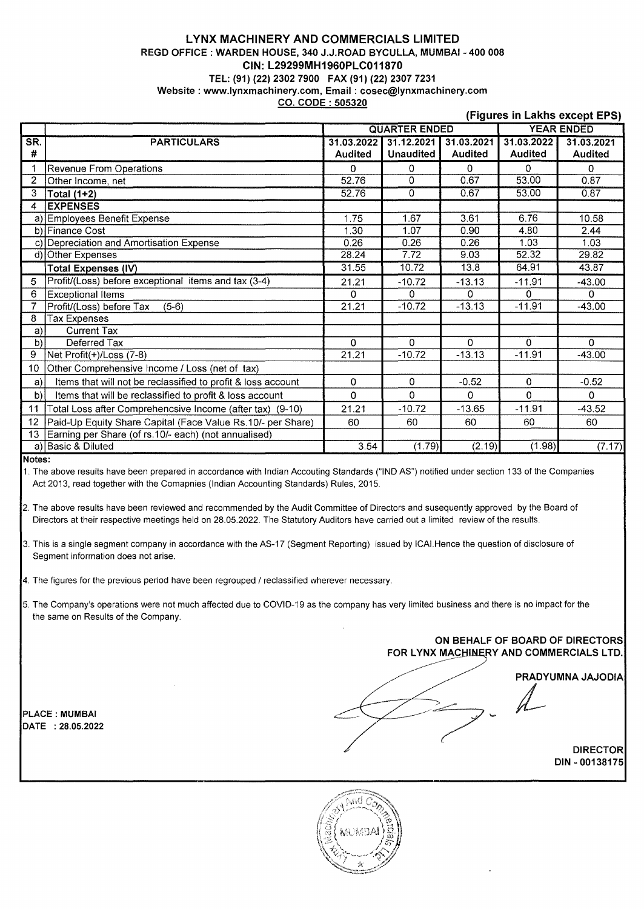# LYNX MACHINERY AND COMMERCIALS LIMITED

**REGD OFFICE : WARDEN HOUSE, 340 J.J.ROAD BYCULLA, MUMBAI - 400 008**

**CIN: L29299MH1960PLC011870**

**TEL: (91) (22) 2302 7900 FAX (91) (22) 2307 7231**

**Website : www.lynxmachinery.com, Email : cosec@lynxmachinery.com**

**CO. CODE : 505320**

**(Figures in Lakhs except EPS)**

| SR. # | PARTICULARS | QUARTER ENDED 31.03.2022 Audited | QUARTER ENDED 31.12.2021 Unaudited | QUARTER ENDED 31.03.2021 Audited | YEAR ENDED 31.03.2022 Audited | YEAR ENDED 31.03.2021 Audited |
|---|---|---|---|---|---|---|
| 1 | Revenue From Operations | 0 | 0 | 0 | 0 | 0 |
| 2 | Other Income, net | 52.76 | 0 | 0.67 | 53.00 | 0.87 |
| 3 | **Total (1+2)** | 52.76 | 0 | 0.67 | 53.00 | 0.87 |
| 4 | **EXPENSES** | | | | | |
| a) | Employees Benefit Expense | 1.75 | 1.67 | 3.61 | 6.76 | 10.58 |
| b) | Finance Cost | 1.30 | 1.07 | 0.90 | 4.80 | 2.44 |
| c) | Depreciation and Amortisation Expense | 0.26 | 0.26 | 0.26 | 1.03 | 1.03 |
| d) | Other Expenses | 28.24 | 7.72 | 9.03 | 52.32 | 29.82 |
| | **Total Expenses (IV)** | 31.55 | 10.72 | 13.8 | 64.91 | 43.87 |
| 5 | Profit/(Loss) before exceptional items and tax (3-4) | 21.21 | -10.72 | -13.13 | -11.91 | -43.00 |
| 6 | Exceptional Items | 0 | 0 | 0 | 0 | 0 |
| 7 | Profit/(Loss) before Tax (5-6) | 21.21 | -10.72 | -13.13 | -11.91 | -43.00 |
| 8 | Tax Expenses | | | | | |
| a) | Current Tax | | | | | |
| b) | Deferred Tax | 0 | 0 | 0 | 0 | 0 |
| 9 | Net Profit(+)/Loss (7-8) | 21.21 | -10.72 | -13.13 | -11.91 | -43.00 |
| 10 | Other Comprehensive Income / Loss (net of tax) | | | | | |
| a) | Items that will not be reclassified to profit & loss account | 0 | 0 | -0.52 | 0 | -0.52 |
| b) | Items that will be reclassified to profit & loss account | 0 | 0 | 0 | 0 | 0 |
| 11 | Total Loss after Comprehencsive Income (after tax) (9-10) | 21.21 | -10.72 | -13.65 | -11.91 | -43.52 |
| 12 | Paid-Up Equity Share Capital (Face Value Rs.10/- per Share) | 60 | 60 | 60 | 60 | 60 |
| 13 | Earning per Share (of rs.10/- each) (not annualised) | | | | | |
| a) | Basic & Diluted | 3.54 | (1.79) | (2.19) | (1.98) | (7.17) |

**Notes:**

1. The above results have been prepared in accordance with Indian Accouting Standards ("IND AS") notified under section 133 of the Companies Act 2013, read together with the Comapnies (Indian Accounting Standards) Rules, 2015.

2. The above results have been reviewed and recommended by the Audit Committee of Directors and susequently approved by the Board of Directors at their respective meetings held on 28.05.2022. The Statutory Auditors have carried out a limited review of the results.

3. This is a single segment company in accordance with the AS-17 (Segment Reporting) issued by ICAI.Hence the question of disclosure of Segment information does not arise.

4. The figures for the previous period have been regrouped / reclassified wherever necessary.

5. The Company's operations were not much affected due to COVID-19 as the company has very limited business and there is no impact for the the same on Results of the Company.

**ON BEHALF OF BOARD OF DIRECTORS**
**FOR LYNX MACHINERY AND COMMERCIALS LTD.**

**PRADYUMNA JAJODIA**

**DIRECTOR**
**DIN - 00138175**

**PLACE : MUMBAI**
**DATE : 28.05.2022**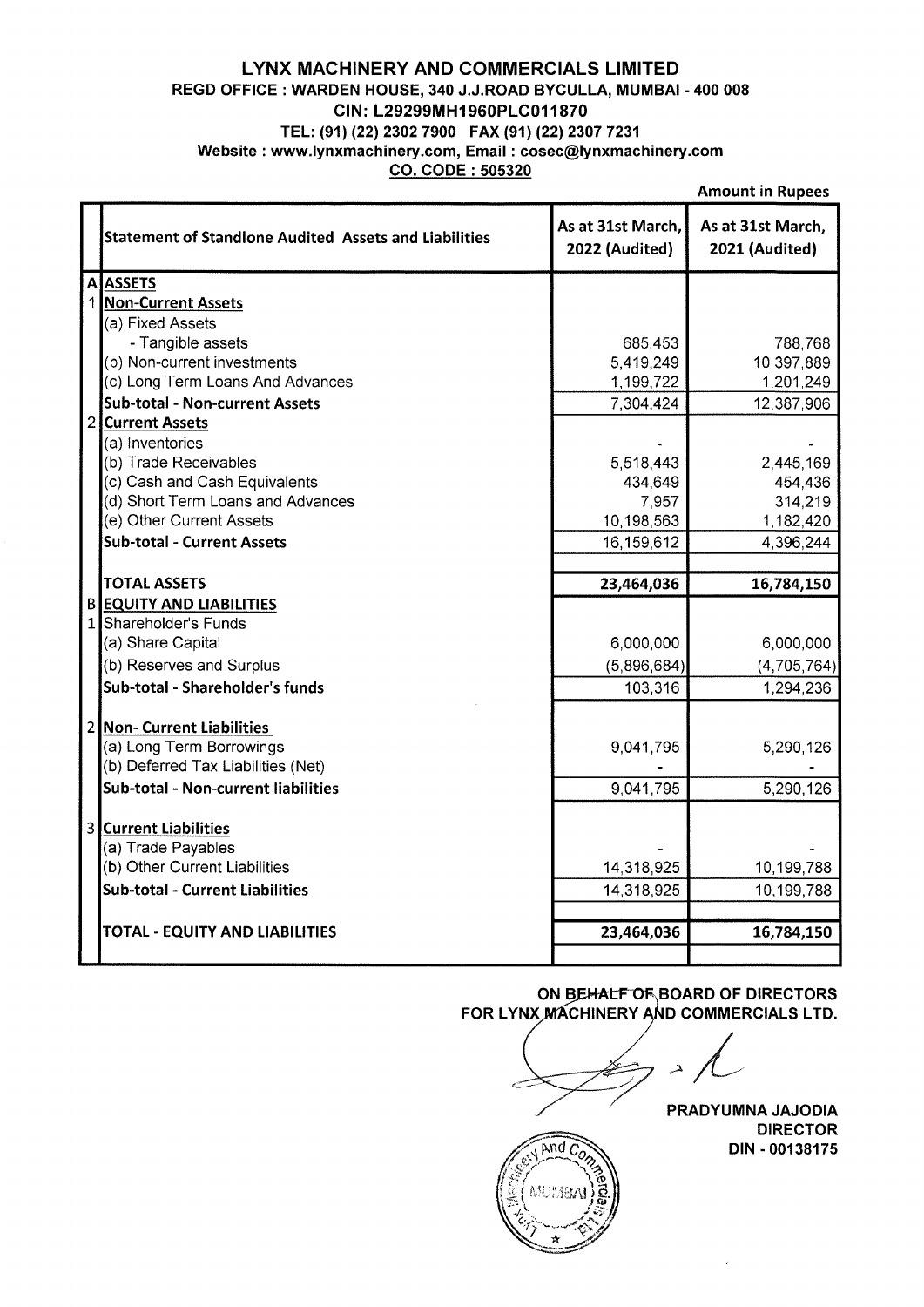# LYNX MACHINERY AND COMMERCIALS LIMITED

**REGD OFFICE : WARDEN HOUSE, 340 J.J.ROAD BYCULLA, MUMBAI - 400 008**

**CIN: L29299MH1960PLC011870**

**TEL: (91) (22) 2302 7900 FAX (91) (22) 2307 7231**

**Website : www.lynxmachinery.com, Email : cosec@lynxmachinery.com**

**CO. CODE : 505320**

**Amount in Rupees**

| | Statement of Standlone Audited Assets and Liabilities | As at 31st March, 2022 (Audited) | As at 31st March, 2021 (Audited) |
|---|---|---|---|
| A | **ASSETS** | | |
| 1 | **Non-Current Assets** | | |
| | (a) Fixed Assets | | |
| | - Tangible assets | 685,453 | 788,768 |
| | (b) Non-current investments | 5,419,249 | 10,397,889 |
| | (c) Long Term Loans And Advances | 1,199,722 | 1,201,249 |
| | **Sub-total - Non-current Assets** | 7,304,424 | 12,387,906 |
| 2 | **Current Assets** | | |
| | (a) Inventories | - | - |
| | (b) Trade Receivables | 5,518,443 | 2,445,169 |
| | (c) Cash and Cash Equivalents | 434,649 | 454,436 |
| | (d) Short Term Loans and Advances | 7,957 | 314,219 |
| | (e) Other Current Assets | 10,198,563 | 1,182,420 |
| | **Sub-total - Current Assets** | 16,159,612 | 4,396,244 |
| | **TOTAL ASSETS** | **23,464,036** | **16,784,150** |
| B | **EQUITY AND LIABILITIES** | | |
| 1 | Shareholder's Funds | | |
| | (a) Share Capital | 6,000,000 | 6,000,000 |
| | (b) Reserves and Surplus | (5,896,684) | (4,705,764) |
| | **Sub-total - Shareholder's funds** | 103,316 | 1,294,236 |
| 2 | **Non- Current Liabilities** | | |
| | (a) Long Term Borrowings | 9,041,795 | 5,290,126 |
| | (b) Deferred Tax Liabilities (Net) | - | - |
| | **Sub-total - Non-current liabilities** | 9,041,795 | 5,290,126 |
| 3 | **Current Liabilities** | | |
| | (a) Trade Payables | - | - |
| | (b) Other Current Liabilities | 14,318,925 | 10,199,788 |
| | **Sub-total - Current Liabilities** | 14,318,925 | 10,199,788 |
| | **TOTAL - EQUITY AND LIABILITIES** | **23,464,036** | **16,784,150** |

**ON BEHALF OF BOARD OF DIRECTORS**
**FOR LYNX MACHINERY AND COMMERCIALS LTD.**

**PRADYUMNA JAJODIA**
**DIRECTOR**
**DIN - 00138175**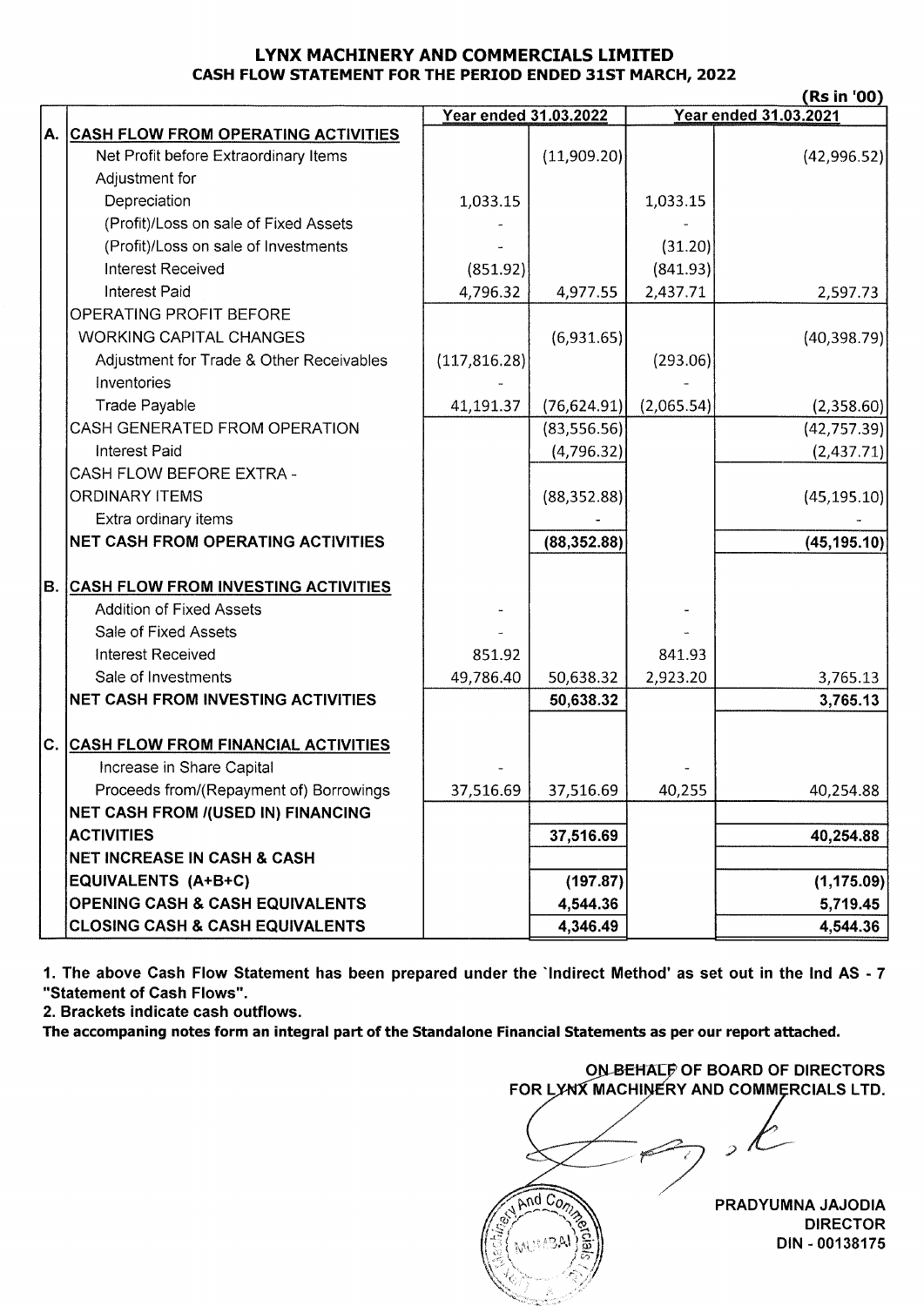# LYNX MACHINERY AND COMMERCIALS LIMITED
## CASH FLOW STATEMENT FOR THE PERIOD ENDED 31ST MARCH, 2022

(Rs in '00)

| | | Year ended 31.03.2022 | | Year ended 31.03.2021 | |
|---|---|---|---|---|---|
| **A.** | **CASH FLOW FROM OPERATING ACTIVITIES** | | | | |
| | Net Profit before Extraordinary Items | | (11,909.20) | | (42,996.52) |
| | Adjustment for | | | | |
| | Depreciation | 1,033.15 | | 1,033.15 | |
| | (Profit)/Loss on sale of Fixed Assets | - | | - | |
| | (Profit)/Loss on sale of Investments | - | | (31.20) | |
| | Interest Received | (851.92) | | (841.93) | |
| | Interest Paid | 4,796.32 | 4,977.55 | 2,437.71 | 2,597.73 |
| | OPERATING PROFIT BEFORE WORKING CAPITAL CHANGES | | (6,931.65) | | (40,398.79) |
| | Adjustment for Trade & Other Receivables | (117,816.28) | | (293.06) | |
| | Inventories | - | | - | |
| | Trade Payable | 41,191.37 | (76,624.91) | (2,065.54) | (2,358.60) |
| | CASH GENERATED FROM OPERATION | | (83,556.56) | | (42,757.39) |
| | Interest Paid | | (4,796.32) | | (2,437.71) |
| | CASH FLOW BEFORE EXTRA - ORDINARY ITEMS | | (88,352.88) | | (45,195.10) |
| | Extra ordinary items | | - | | - |
| | **NET CASH FROM OPERATING ACTIVITIES** | | **(88,352.88)** | | **(45,195.10)** |
| **B.** | **CASH FLOW FROM INVESTING ACTIVITIES** | | | | |
| | Addition of Fixed Assets | - | | - | |
| | Sale of Fixed Assets | - | | - | |
| | Interest Received | 851.92 | | 841.93 | |
| | Sale of Investments | 49,786.40 | 50,638.32 | 2,923.20 | 3,765.13 |
| | **NET CASH FROM INVESTING ACTIVITIES** | | **50,638.32** | | **3,765.13** |
| **C.** | **CASH FLOW FROM FINANCIAL ACTIVITIES** | | | | |
| | Increase in Share Capital | - | | - | |
| | Proceeds from/(Repayment of) Borrowings | 37,516.69 | 37,516.69 | 40,255 | 40,254.88 |
| | **NET CASH FROM /(USED IN) FINANCING ACTIVITIES** | | **37,516.69** | | **40,254.88** |
| | **NET INCREASE IN CASH & CASH EQUIVALENTS (A+B+C)** | | **(197.87)** | | **(1,175.09)** |
| | **OPENING CASH & CASH EQUIVALENTS** | | **4,544.36** | | **5,719.45** |
| | **CLOSING CASH & CASH EQUIVALENTS** | | **4,346.49** | | **4,544.36** |

**1. The above Cash Flow Statement has been prepared under the `Indirect Method' as set out in the Ind AS - 7 "Statement of Cash Flows".**

**2. Brackets indicate cash outflows.**

**The accompaning notes form an integral part of the Standalone Financial Statements as per our report attached.**

**ON BEHALF OF BOARD OF DIRECTORS**
**FOR LYNX MACHINERY AND COMMERCIALS LTD.**

**PRADYUMNA JAJODIA**
**DIRECTOR**
**DIN - 00138175**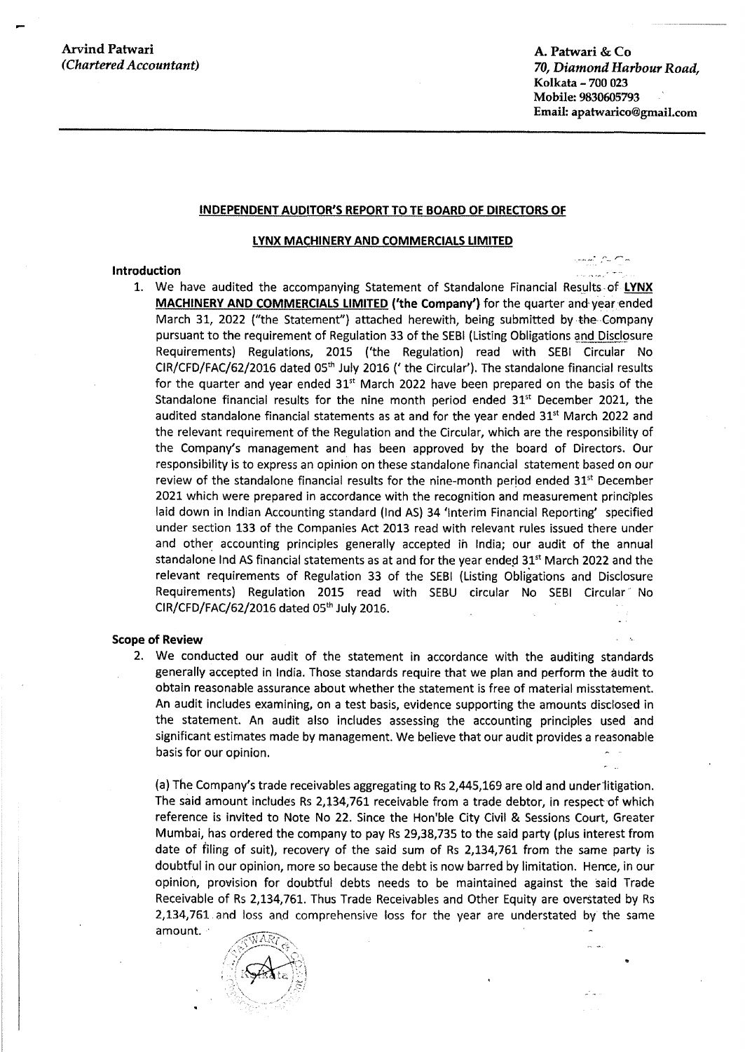**Arvind Patwari**
*(Chartered Accountant)*

**A. Patwari & Co**
***70, Diamond Harbour Road,***
**Kolkata – 700 023**
**Mobile: 9830605793**
**Email: apatwarico@gmail.com**

---

## INDEPENDENT AUDITOR'S REPORT TO TE BOARD OF DIRECTORS OF

## LYNX MACHINERY AND COMMERCIALS LIMITED

### Introduction

1. We have audited the accompanying Statement of Standalone Financial Results of **LYNX MACHINERY AND COMMERCIALS LIMITED ('the Company')** for the quarter and year ended March 31, 2022 ("the Statement") attached herewith, being submitted by the Company pursuant to the requirement of Regulation 33 of the SEBI (Listing Obligations and Disclosure Requirements) Regulations, 2015 ('the Regulation) read with SEBI Circular No CIR/CFD/FAC/62/2016 dated 05th July 2016 (' the Circular'). The standalone financial results for the quarter and year ended 31st March 2022 have been prepared on the basis of the Standalone financial results for the nine month period ended 31st December 2021, the audited standalone financial statements as at and for the year ended 31st March 2022 and the relevant requirement of the Regulation and the Circular, which are the responsibility of the Company's management and has been approved by the board of Directors. Our responsibility is to express an opinion on these standalone financial statement based on our review of the standalone financial results for the nine-month period ended 31st December 2021 which were prepared in accordance with the recognition and measurement principles laid down in Indian Accounting standard (Ind AS) 34 'Interim Financial Reporting' specified under section 133 of the Companies Act 2013 read with relevant rules issued there under and other accounting principles generally accepted in India; our audit of the annual standalone Ind AS financial statements as at and for the year ended 31st March 2022 and the relevant requirements of Regulation 33 of the SEBI (Listing Obligations and Disclosure Requirements) Regulation 2015 read with SEBU circular No SEBI Circular No CIR/CFD/FAC/62/2016 dated 05th July 2016.

### Scope of Review

2. We conducted our audit of the statement in accordance with the auditing standards generally accepted in India. Those standards require that we plan and perform the audit to obtain reasonable assurance about whether the statement is free of material misstatement. An audit includes examining, on a test basis, evidence supporting the amounts disclosed in the statement. An audit also includes assessing the accounting principles used and significant estimates made by management. We believe that our audit provides a reasonable basis for our opinion.

   (a) The Company's trade receivables aggregating to Rs 2,445,169 are old and under litigation. The said amount includes Rs 2,134,761 receivable from a trade debtor, in respect of which reference is invited to Note No 22. Since the Hon'ble City Civil & Sessions Court, Greater Mumbai, has ordered the company to pay Rs 29,38,735 to the said party (plus interest from date of filing of suit), recovery of the said sum of Rs 2,134,761 from the same party is doubtful in our opinion, more so because the debt is now barred by limitation. Hence, in our opinion, provision for doubtful debts needs to be maintained against the said Trade Receivable of Rs 2,134,761. Thus Trade Receivables and Other Equity are overstated by Rs 2,134,761 and loss and comprehensive loss for the year are understated by the same amount.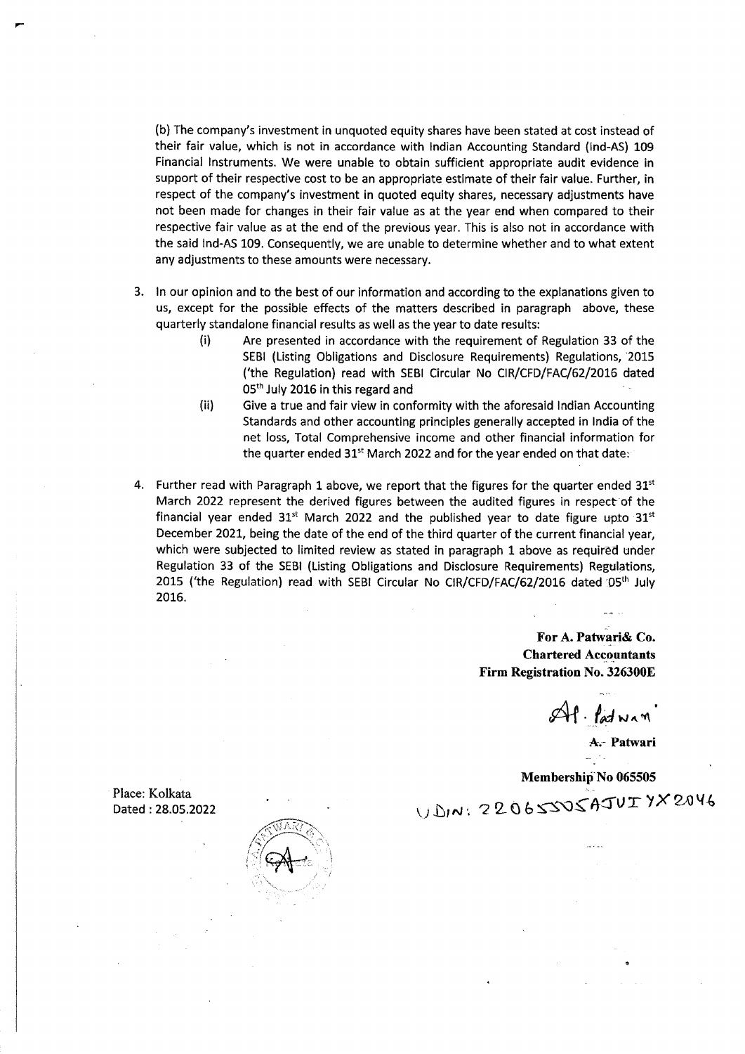(b) The company's investment in unquoted equity shares have been stated at cost instead of their fair value, which is not in accordance with Indian Accounting Standard (Ind-AS) 109 Financial Instruments. We were unable to obtain sufficient appropriate audit evidence in support of their respective cost to be an appropriate estimate of their fair value. Further, in respect of the company's investment in quoted equity shares, necessary adjustments have not been made for changes in their fair value as at the year end when compared to their respective fair value as at the end of the previous year. This is also not in accordance with the said Ind-AS 109. Consequently, we are unable to determine whether and to what extent any adjustments to these amounts were necessary.

3. In our opinion and to the best of our information and according to the explanations given to us, except for the possible effects of the matters described in paragraph above, these quarterly standalone financial results as well as the year to date results:
   - (i) Are presented in accordance with the requirement of Regulation 33 of the SEBI (Listing Obligations and Disclosure Requirements) Regulations, 2015 ('the Regulation) read with SEBI Circular No CIR/CFD/FAC/62/2016 dated 05th July 2016 in this regard and
   - (ii) Give a true and fair view in conformity with the aforesaid Indian Accounting Standards and other accounting principles generally accepted in India of the net loss, Total Comprehensive income and other financial information for the quarter ended 31st March 2022 and for the year ended on that date.

4. Further read with Paragraph 1 above, we report that the figures for the quarter ended 31st March 2022 represent the derived figures between the audited figures in respect of the financial year ended 31st March 2022 and the published year to date figure upto 31st December 2021, being the date of the end of the third quarter of the current financial year, which were subjected to limited review as stated in paragraph 1 above as required under Regulation 33 of the SEBI (Listing Obligations and Disclosure Requirements) Regulations, 2015 ('the Regulation) read with SEBI Circular No CIR/CFD/FAC/62/2016 dated 05th July 2016.

**For A. Patwari& Co.**
**Chartered Accountants**
**Firm Registration No. 326300E**

A. Patwari

**A. Patwari**

**Membership No 065505**

UDIN: 22065505AJUIYX2046

Place: Kolkata
Dated : 28.05.2022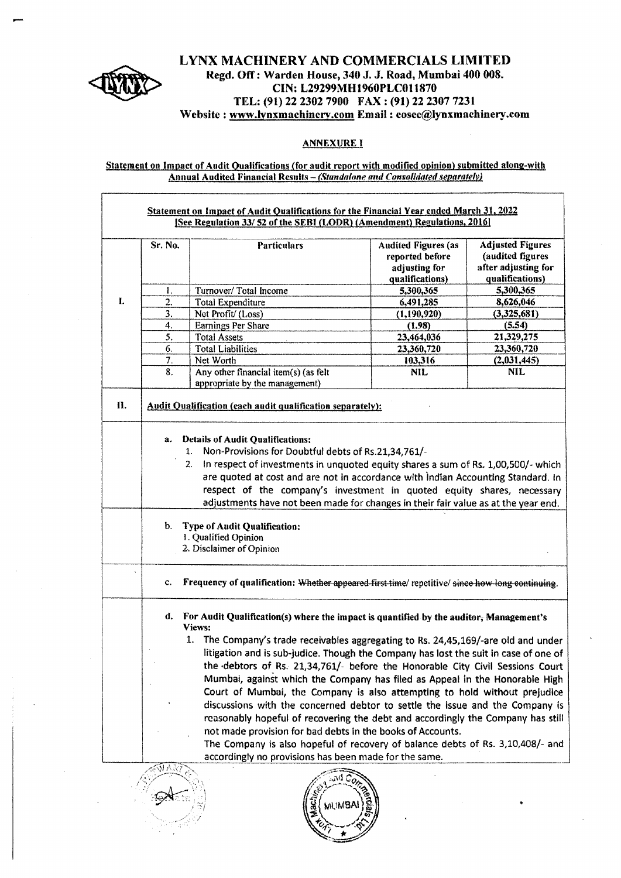# LYNX MACHINERY AND COMMERCIALS LIMITED

**Regd. Off : Warden House, 340 J. J. Road, Mumbai 400 008.**
**CIN: L29299MH1960PLC011870**
**TEL: (91) 22 2302 7900 FAX : (91) 22 2307 7231**
**Website : www.lynxmachinery.com Email : cosec@lynxmachinery.com**

## ANNEXURE I

**Statement on Impact of Audit Qualifications (for audit report with modified opinion) submitted along-with Annual Audited Financial Results – *(Standalone and Consolidated separately)***

**Statement on Impact of Audit Qualifications for the Financial Year ended March 31, 2022**
**[See Regulation 33/ 52 of the SEBI (LODR) (Amendment) Regulations, 2016]**

| | Sr. No. | Particulars | Audited Figures (as reported before adjusting for qualifications) | Adjusted Figures (audited figures after adjusting for qualifications) |
|---|---|---|---|---|
| I. | 1. | Turnover/ Total Income | 5,300,365 | 5,300,365 |
| | 2. | Total Expenditure | 6,491,285 | 8,626,046 |
| | 3. | Net Profit/ (Loss) | (1,190,920) | (3,325,681) |
| | 4. | Earnings Per Share | (1.98) | (5.54) |
| | 5. | Total Assets | 23,464,036 | 21,329,275 |
| | 6. | Total Liabilities | 23,360,720 | 23,360,720 |
| | 7. | Net Worth | 103,316 | (2,031,445) |
| | 8. | Any other financial item(s) (as felt appropriate by the management) | NIL | NIL |

**II. Audit Qualification (each audit qualification separately):**

a. **Details of Audit Qualifications:**
1. Non-Provisions for Doubtful debts of Rs.21,34,761/-
2. In respect of investments in unquoted equity shares a sum of Rs. 1,00,500/- which are quoted at cost and are not in accordance with Indian Accounting Standard. In respect of the company's investment in quoted equity shares, necessary adjustments have not been made for changes in their fair value as at the year end.

b. **Type of Audit Qualification:**
1. Qualified Opinion
2. Disclaimer of Opinion

c. **Frequency of qualification:** ~~Whether appeared first time/~~ repetitive/ ~~since how long continuing~~.

d. **For Audit Qualification(s) where the impact is quantified by the auditor, Management's Views:**
1. The Company's trade receivables aggregating to Rs. 24,45,169/-are old and under litigation and is sub-judice. Though the Company has lost the suit in case of one of the debtors of Rs. 21,34,761/- before the Honorable City Civil Sessions Court Mumbai, against which the Company has filed as Appeal in the Honorable High Court of Mumbai, the Company is also attempting to hold without prejudice discussions with the concerned debtor to settle the issue and the Company is reasonably hopeful of recovering the debt and accordingly the Company has still not made provision for bad debts in the books of Accounts.
The Company is also hopeful of recovery of balance debts of Rs. 3,10,408/- and accordingly no provisions has been made for the same.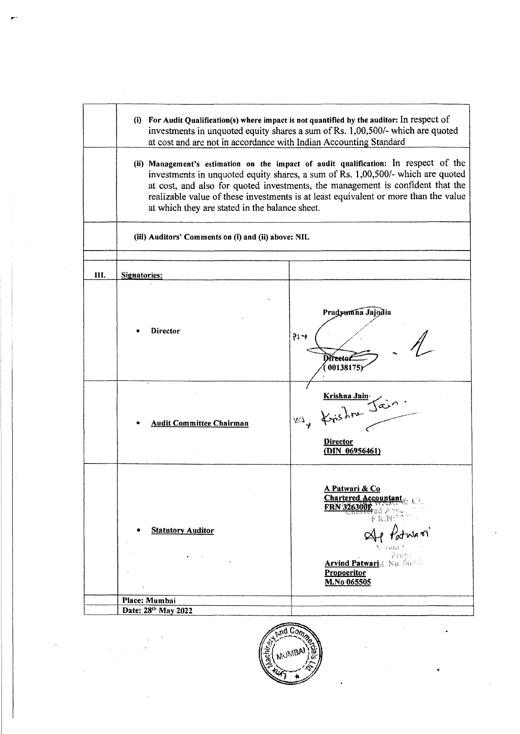| | |
|---|---|
| | **(i) For Audit Qualification(s) where impact is not quantified by the auditor:** In respect of investments in unquoted equity shares a sum of Rs. 1,00,500/- which are quoted at cost and are not in accordance with Indian Accounting Standard |
| | **(ii) Management's estimation on the impact of audit qualification:** In respect of the investments in unquoted equity shares, a sum of Rs. 1,00,500/- which are quoted at cost, and also for quoted investments, the management is confident that the realizable value of these investments is at least equivalent or more than the value at which they are stated in the balance sheet. |
| | **(iii) Auditors' Comments on (i) and (ii) above: NIL** |

| | | |
|---|---|---|
| **III.** | **Signatories:** | |
| | • **Director** | Pradyumna Jajodia<br>Director<br>(00138175) |
| | • **Audit Committee Chairman** | **Krishna Jain**<br>**Director**<br>**(DIN 06956461)** |
| | • **Statutory Auditor** | **A Patwari & Co**<br>**Chartered Accountant**<br>**FRN 326300E**<br>**Arvind Patwari**<br>**Propoeritor**<br>**M.No 065505** |
| | **Place: Mumbai** | |
| | **Date: 28th May 2022** | |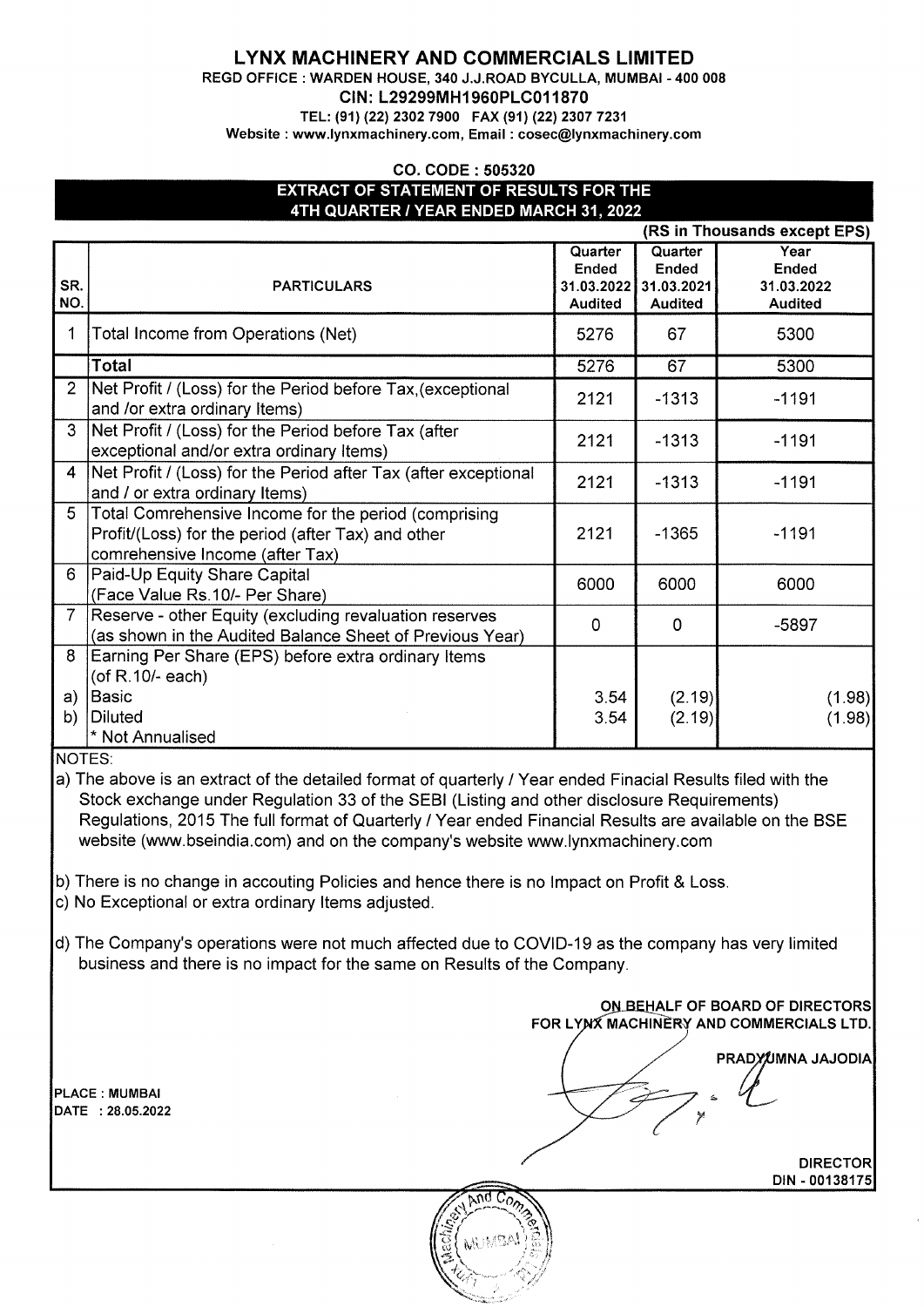# LYNX MACHINERY AND COMMERCIALS LIMITED

**REGD OFFICE : WARDEN HOUSE, 340 J.J.ROAD BYCULLA, MUMBAI - 400 008**

**CIN: L29299MH1960PLC011870**

**TEL: (91) (22) 2302 7900 FAX (91) (22) 2307 7231**

**Website : www.lynxmachinery.com, Email : cosec@lynxmachinery.com**

**CO. CODE : 505320**

## EXTRACT OF STATEMENT OF RESULTS FOR THE 4TH QUARTER / YEAR ENDED MARCH 31, 2022

**(RS in Thousands except EPS)**

| SR. NO. | PARTICULARS | Quarter Ended 31.03.2022 Audited | Quarter Ended 31.03.2021 Audited | Year Ended 31.03.2022 Audited |
|---|---|---|---|---|
| 1 | Total Income from Operations (Net) | 5276 | 67 | 5300 |
| | **Total** | 5276 | 67 | 5300 |
| 2 | Net Profit / (Loss) for the Period before Tax,(exceptional and /or extra ordinary Items) | 2121 | -1313 | -1191 |
| 3 | Net Profit / (Loss) for the Period before Tax (after exceptional and/or extra ordinary Items) | 2121 | -1313 | -1191 |
| 4 | Net Profit / (Loss) for the Period after Tax (after exceptional and / or extra ordinary Items) | 2121 | -1313 | -1191 |
| 5 | Total Comrehensive Income for the period (comprising Profit/(Loss) for the period (after Tax) and other comrehensive Income (after Tax) | 2121 | -1365 | -1191 |
| 6 | Paid-Up Equity Share Capital (Face Value Rs.10/- Per Share) | 6000 | 6000 | 6000 |
| 7 | Reserve - other Equity (excluding revaluation reserves (as shown in the Audited Balance Sheet of Previous Year) | 0 | 0 | -5897 |
| 8 | Earning Per Share (EPS) before extra ordinary Items (of R.10/- each) | | | |
| a) | Basic | 3.54 | (2.19) | (1.98) |
| b) | Diluted | 3.54 | (2.19) | (1.98) |
| | * Not Annualised | | | |

NOTES:

a) The above is an extract of the detailed format of quarterly / Year ended Finacial Results filed with the Stock exchange under Regulation 33 of the SEBI (Listing and other disclosure Requirements) Regulations, 2015 The full format of Quarterly / Year ended Financial Results are available on the BSE website (www.bseindia.com) and on the company's website www.lynxmachinery.com

b) There is no change in accouting Policies and hence there is no Impact on Profit & Loss.

c) No Exceptional or extra ordinary Items adjusted.

d) The Company's operations were not much affected due to COVID-19 as the company has very limited business and there is no impact for the same on Results of the Company.

ON BEHALF OF BOARD OF DIRECTORS
FOR LYNX MACHINERY AND COMMERCIALS LTD.

PRADYUMNA JAJODIA

PLACE : MUMBAI
DATE : 28.05.2022

DIRECTOR
DIN - 00138175